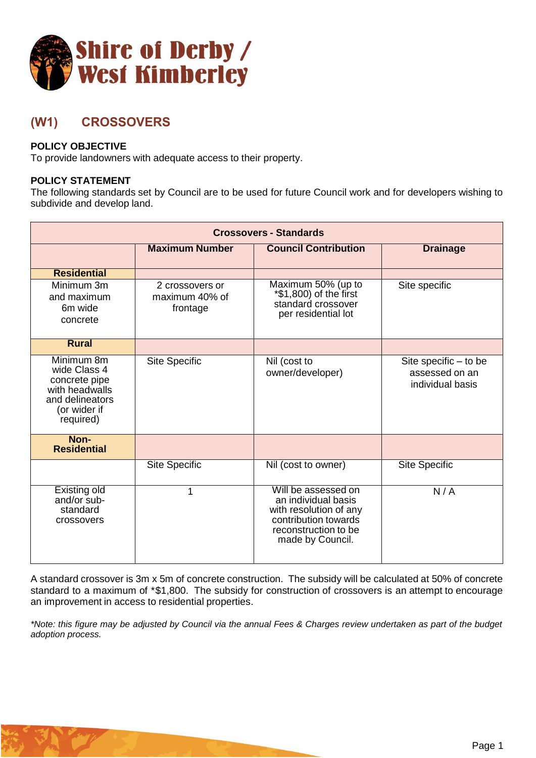**Shire of Derby / West Kimberley**

## (W1) CROSSOVERS

**POLICY OBJECTIVE**
To provide landowners with adequate access to their property.

**POLICY STATEMENT**
The following standards set by Council are to be used for future Council work and for developers wishing to subdivide and develop land.

| Crossovers - Standards | | | |
|---|---|---|---|
| | **Maximum Number** | **Council Contribution** | **Drainage** |
| **Residential** | | | |
| Minimum 3m and maximum 6m wide concrete | 2 crossovers or maximum 40% of frontage | Maximum 50% (up to *$1,800) of the first standard crossover per residential lot | Site specific |
| **Rural** | | | |
| Minimum 8m wide Class 4 concrete pipe with headwalls and delineators (or wider if required) | Site Specific | Nil (cost to owner/developer) | Site specific – to be assessed on an individual basis |
| **Non-Residential** | | | |
| | Site Specific | Nil (cost to owner) | Site Specific |
| Existing old and/or sub-standard crossovers | 1 | Will be assessed on an individual basis with resolution of any contribution towards reconstruction to be made by Council. | N / A |

A standard crossover is 3m x 5m of concrete construction. The subsidy will be calculated at 50% of concrete standard to a maximum of *$1,800. The subsidy for construction of crossovers is an attempt to encourage an improvement in access to residential properties.

*\*Note: this figure may be adjusted by Council via the annual Fees & Charges review undertaken as part of the budget adoption process.*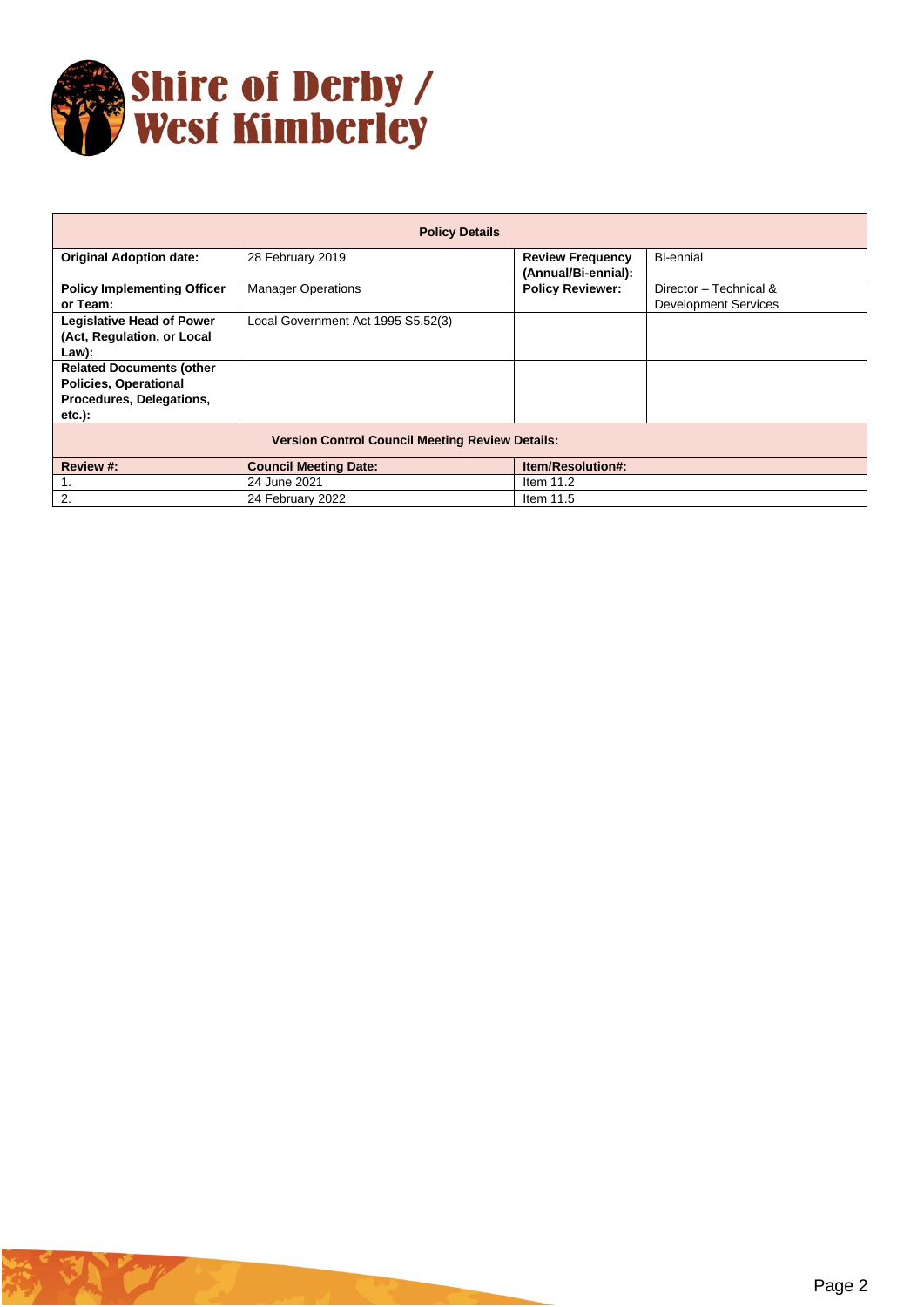Shire of Derby / West Kimberley

| Policy Details | | | |
| --- | --- | --- | --- |
| **Original Adoption date:** | 28 February 2019 | **Review Frequency (Annual/Bi-ennial):** | Bi-ennial |
| **Policy Implementing Officer or Team:** | Manager Operations | **Policy Reviewer:** | Director – Technical & Development Services |
| **Legislative Head of Power (Act, Regulation, or Local Law):** | Local Government Act 1995 S5.52(3) | | |
| **Related Documents (other Policies, Operational Procedures, Delegations, etc.):** | | | |

| Version Control Council Meeting Review Details: | | |
| --- | --- | --- |
| **Review #:** | **Council Meeting Date:** | **Item/Resolution#:** |
| 1. | 24 June 2021 | Item 11.2 |
| 2. | 24 February 2022 | Item 11.5 |